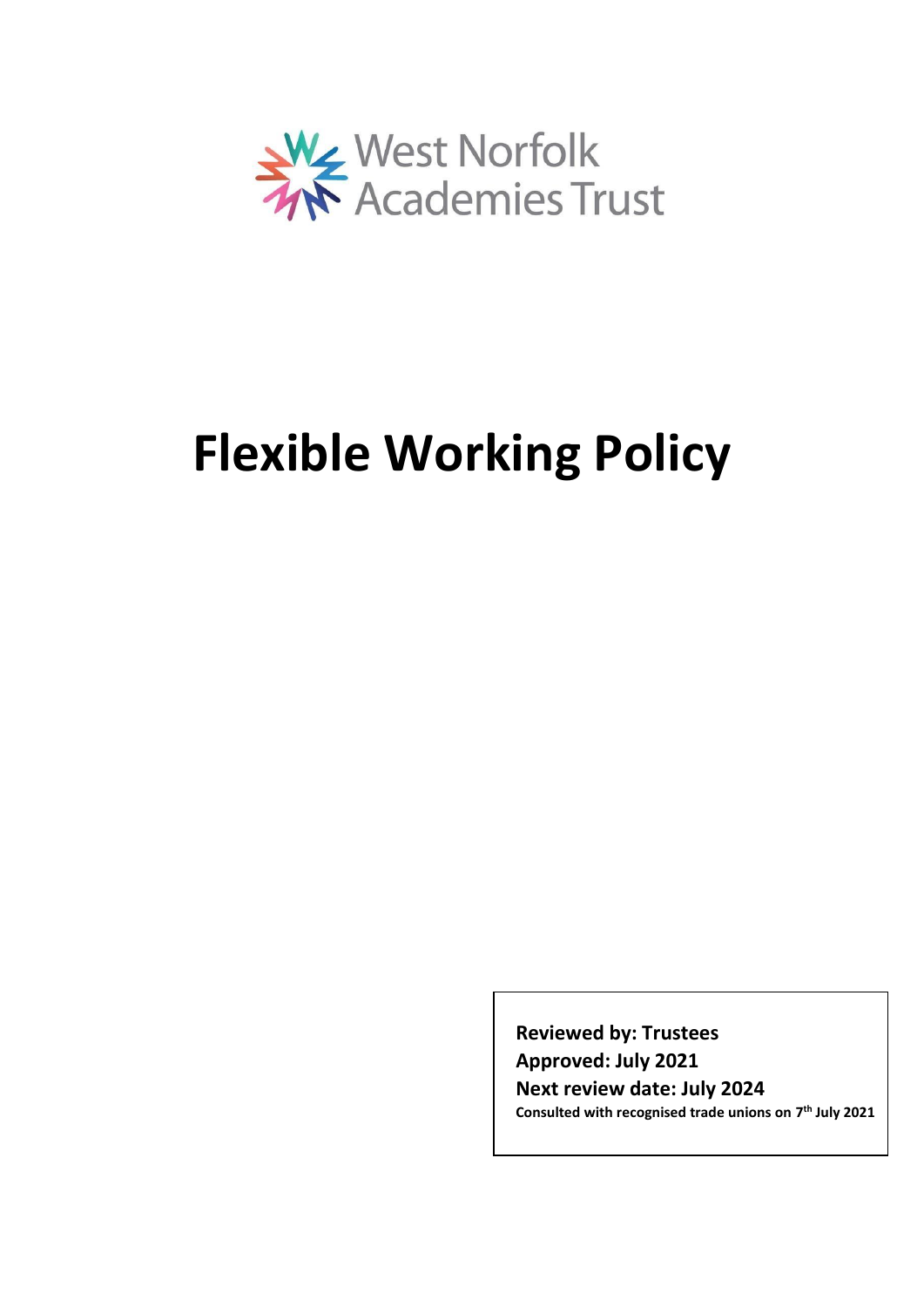West Norfolk Academies Trust

# Flexible Working Policy

**Reviewed by: Trustees**
**Approved: July 2021**
**Next review date: July 2024**
**Consulted with recognised trade unions on 7th July 2021**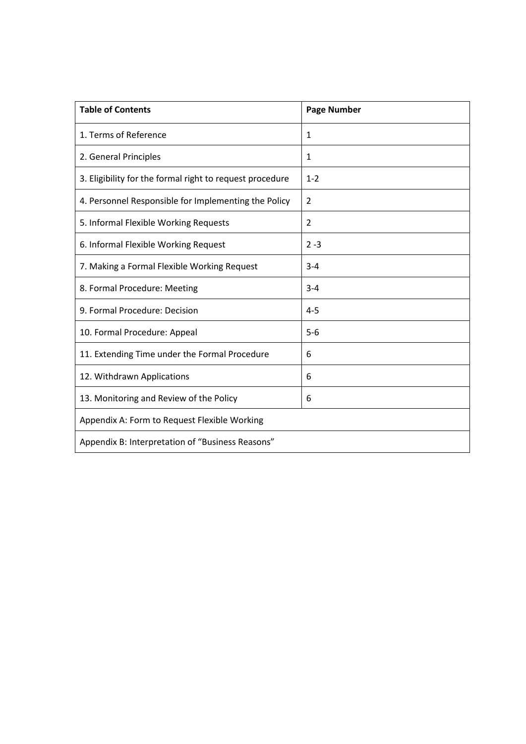| Table of Contents | Page Number |
| --- | --- |
| 1. Terms of Reference | 1 |
| 2. General Principles | 1 |
| 3. Eligibility for the formal right to request procedure | 1-2 |
| 4. Personnel Responsible for Implementing the Policy | 2 |
| 5. Informal Flexible Working Requests | 2 |
| 6. Informal Flexible Working Request | 2 -3 |
| 7. Making a Formal Flexible Working Request | 3-4 |
| 8. Formal Procedure: Meeting | 3-4 |
| 9. Formal Procedure: Decision | 4-5 |
| 10. Formal Procedure: Appeal | 5-6 |
| 11. Extending Time under the Formal Procedure | 6 |
| 12. Withdrawn Applications | 6 |
| 13. Monitoring and Review of the Policy | 6 |
| Appendix A: Form to Request Flexible Working | |
| Appendix B: Interpretation of "Business Reasons" | |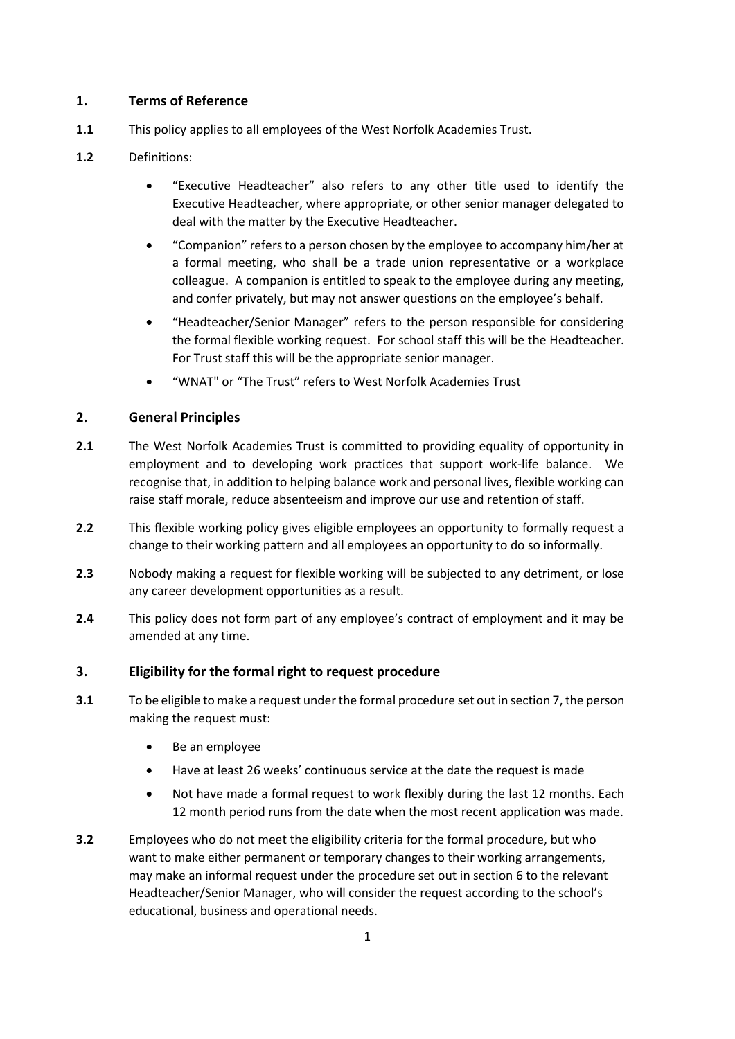## 1. Terms of Reference

**1.1** This policy applies to all employees of the West Norfolk Academies Trust.

**1.2** Definitions:

- "Executive Headteacher" also refers to any other title used to identify the Executive Headteacher, where appropriate, or other senior manager delegated to deal with the matter by the Executive Headteacher.
- "Companion" refers to a person chosen by the employee to accompany him/her at a formal meeting, who shall be a trade union representative or a workplace colleague. A companion is entitled to speak to the employee during any meeting, and confer privately, but may not answer questions on the employee's behalf.
- "Headteacher/Senior Manager" refers to the person responsible for considering the formal flexible working request. For school staff this will be the Headteacher. For Trust staff this will be the appropriate senior manager.
- "WNAT" or "The Trust" refers to West Norfolk Academies Trust

## 2. General Principles

**2.1** The West Norfolk Academies Trust is committed to providing equality of opportunity in employment and to developing work practices that support work-life balance. We recognise that, in addition to helping balance work and personal lives, flexible working can raise staff morale, reduce absenteeism and improve our use and retention of staff.

**2.2** This flexible working policy gives eligible employees an opportunity to formally request a change to their working pattern and all employees an opportunity to do so informally.

**2.3** Nobody making a request for flexible working will be subjected to any detriment, or lose any career development opportunities as a result.

**2.4** This policy does not form part of any employee's contract of employment and it may be amended at any time.

## 3. Eligibility for the formal right to request procedure

**3.1** To be eligible to make a request under the formal procedure set out in section 7, the person making the request must:

- Be an employee
- Have at least 26 weeks' continuous service at the date the request is made
- Not have made a formal request to work flexibly during the last 12 months. Each 12 month period runs from the date when the most recent application was made.

**3.2** Employees who do not meet the eligibility criteria for the formal procedure, but who want to make either permanent or temporary changes to their working arrangements, may make an informal request under the procedure set out in section 6 to the relevant Headteacher/Senior Manager, who will consider the request according to the school's educational, business and operational needs.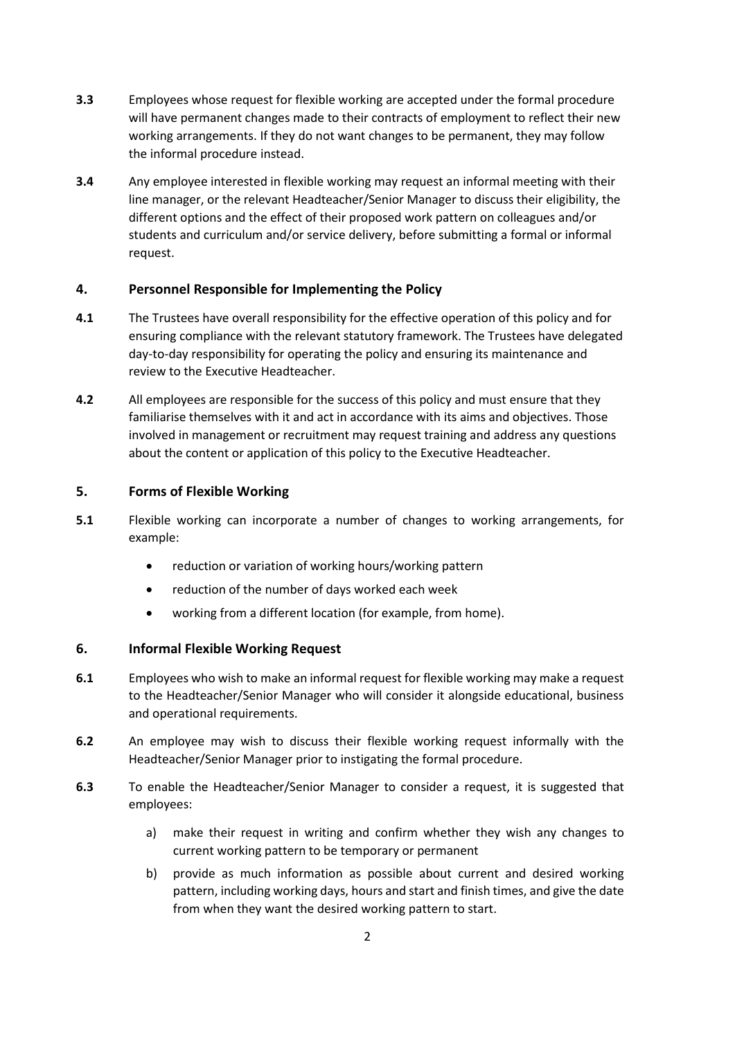**3.3** Employees whose request for flexible working are accepted under the formal procedure will have permanent changes made to their contracts of employment to reflect their new working arrangements. If they do not want changes to be permanent, they may follow the informal procedure instead.

**3.4** Any employee interested in flexible working may request an informal meeting with their line manager, or the relevant Headteacher/Senior Manager to discuss their eligibility, the different options and the effect of their proposed work pattern on colleagues and/or students and curriculum and/or service delivery, before submitting a formal or informal request.

## 4. Personnel Responsible for Implementing the Policy

**4.1** The Trustees have overall responsibility for the effective operation of this policy and for ensuring compliance with the relevant statutory framework. The Trustees have delegated day-to-day responsibility for operating the policy and ensuring its maintenance and review to the Executive Headteacher.

**4.2** All employees are responsible for the success of this policy and must ensure that they familiarise themselves with it and act in accordance with its aims and objectives. Those involved in management or recruitment may request training and address any questions about the content or application of this policy to the Executive Headteacher.

## 5. Forms of Flexible Working

**5.1** Flexible working can incorporate a number of changes to working arrangements, for example:

- reduction or variation of working hours/working pattern
- reduction of the number of days worked each week
- working from a different location (for example, from home).

## 6. Informal Flexible Working Request

**6.1** Employees who wish to make an informal request for flexible working may make a request to the Headteacher/Senior Manager who will consider it alongside educational, business and operational requirements.

**6.2** An employee may wish to discuss their flexible working request informally with the Headteacher/Senior Manager prior to instigating the formal procedure.

**6.3** To enable the Headteacher/Senior Manager to consider a request, it is suggested that employees:

a) make their request in writing and confirm whether they wish any changes to current working pattern to be temporary or permanent

b) provide as much information as possible about current and desired working pattern, including working days, hours and start and finish times, and give the date from when they want the desired working pattern to start.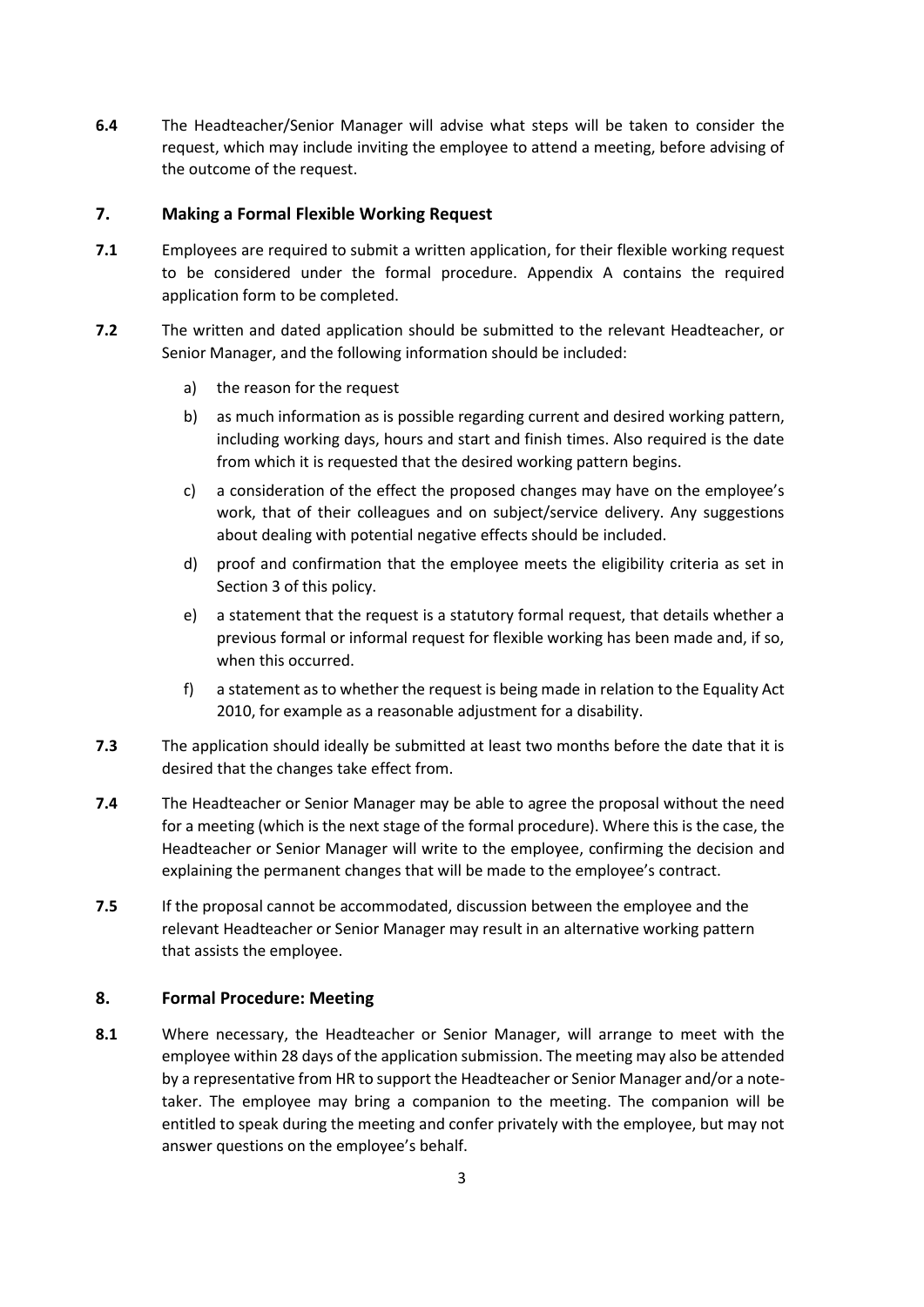**6.4** The Headteacher/Senior Manager will advise what steps will be taken to consider the request, which may include inviting the employee to attend a meeting, before advising of the outcome of the request.

## 7. Making a Formal Flexible Working Request

**7.1** Employees are required to submit a written application, for their flexible working request to be considered under the formal procedure. Appendix A contains the required application form to be completed.

**7.2** The written and dated application should be submitted to the relevant Headteacher, or Senior Manager, and the following information should be included:

a) the reason for the request

b) as much information as is possible regarding current and desired working pattern, including working days, hours and start and finish times. Also required is the date from which it is requested that the desired working pattern begins.

c) a consideration of the effect the proposed changes may have on the employee's work, that of their colleagues and on subject/service delivery. Any suggestions about dealing with potential negative effects should be included.

d) proof and confirmation that the employee meets the eligibility criteria as set in Section 3 of this policy.

e) a statement that the request is a statutory formal request, that details whether a previous formal or informal request for flexible working has been made and, if so, when this occurred.

f) a statement as to whether the request is being made in relation to the Equality Act 2010, for example as a reasonable adjustment for a disability.

**7.3** The application should ideally be submitted at least two months before the date that it is desired that the changes take effect from.

**7.4** The Headteacher or Senior Manager may be able to agree the proposal without the need for a meeting (which is the next stage of the formal procedure). Where this is the case, the Headteacher or Senior Manager will write to the employee, confirming the decision and explaining the permanent changes that will be made to the employee's contract.

**7.5** If the proposal cannot be accommodated, discussion between the employee and the relevant Headteacher or Senior Manager may result in an alternative working pattern that assists the employee.

## 8. Formal Procedure: Meeting

**8.1** Where necessary, the Headteacher or Senior Manager, will arrange to meet with the employee within 28 days of the application submission. The meeting may also be attended by a representative from HR to support the Headteacher or Senior Manager and/or a note-taker. The employee may bring a companion to the meeting. The companion will be entitled to speak during the meeting and confer privately with the employee, but may not answer questions on the employee's behalf.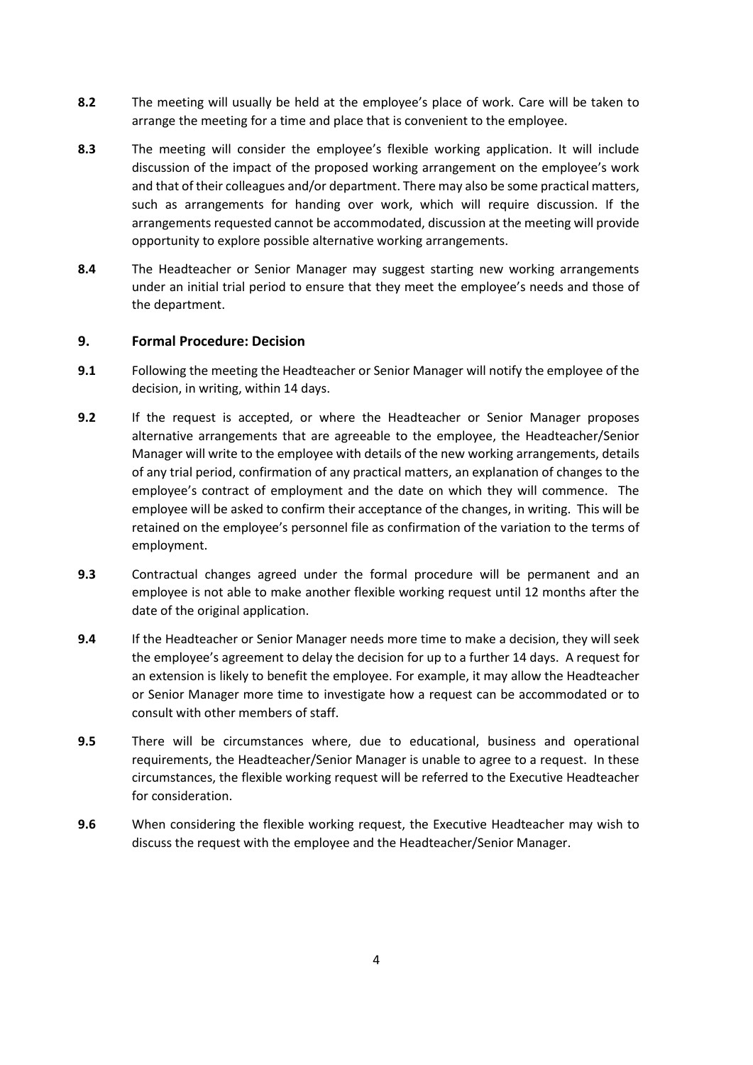**8.2** The meeting will usually be held at the employee's place of work. Care will be taken to arrange the meeting for a time and place that is convenient to the employee.

**8.3** The meeting will consider the employee's flexible working application. It will include discussion of the impact of the proposed working arrangement on the employee's work and that of their colleagues and/or department. There may also be some practical matters, such as arrangements for handing over work, which will require discussion. If the arrangements requested cannot be accommodated, discussion at the meeting will provide opportunity to explore possible alternative working arrangements.

**8.4** The Headteacher or Senior Manager may suggest starting new working arrangements under an initial trial period to ensure that they meet the employee's needs and those of the department.

## 9. Formal Procedure: Decision

**9.1** Following the meeting the Headteacher or Senior Manager will notify the employee of the decision, in writing, within 14 days.

**9.2** If the request is accepted, or where the Headteacher or Senior Manager proposes alternative arrangements that are agreeable to the employee, the Headteacher/Senior Manager will write to the employee with details of the new working arrangements, details of any trial period, confirmation of any practical matters, an explanation of changes to the employee's contract of employment and the date on which they will commence. The employee will be asked to confirm their acceptance of the changes, in writing. This will be retained on the employee's personnel file as confirmation of the variation to the terms of employment.

**9.3** Contractual changes agreed under the formal procedure will be permanent and an employee is not able to make another flexible working request until 12 months after the date of the original application.

**9.4** If the Headteacher or Senior Manager needs more time to make a decision, they will seek the employee's agreement to delay the decision for up to a further 14 days. A request for an extension is likely to benefit the employee. For example, it may allow the Headteacher or Senior Manager more time to investigate how a request can be accommodated or to consult with other members of staff.

**9.5** There will be circumstances where, due to educational, business and operational requirements, the Headteacher/Senior Manager is unable to agree to a request. In these circumstances, the flexible working request will be referred to the Executive Headteacher for consideration.

**9.6** When considering the flexible working request, the Executive Headteacher may wish to discuss the request with the employee and the Headteacher/Senior Manager.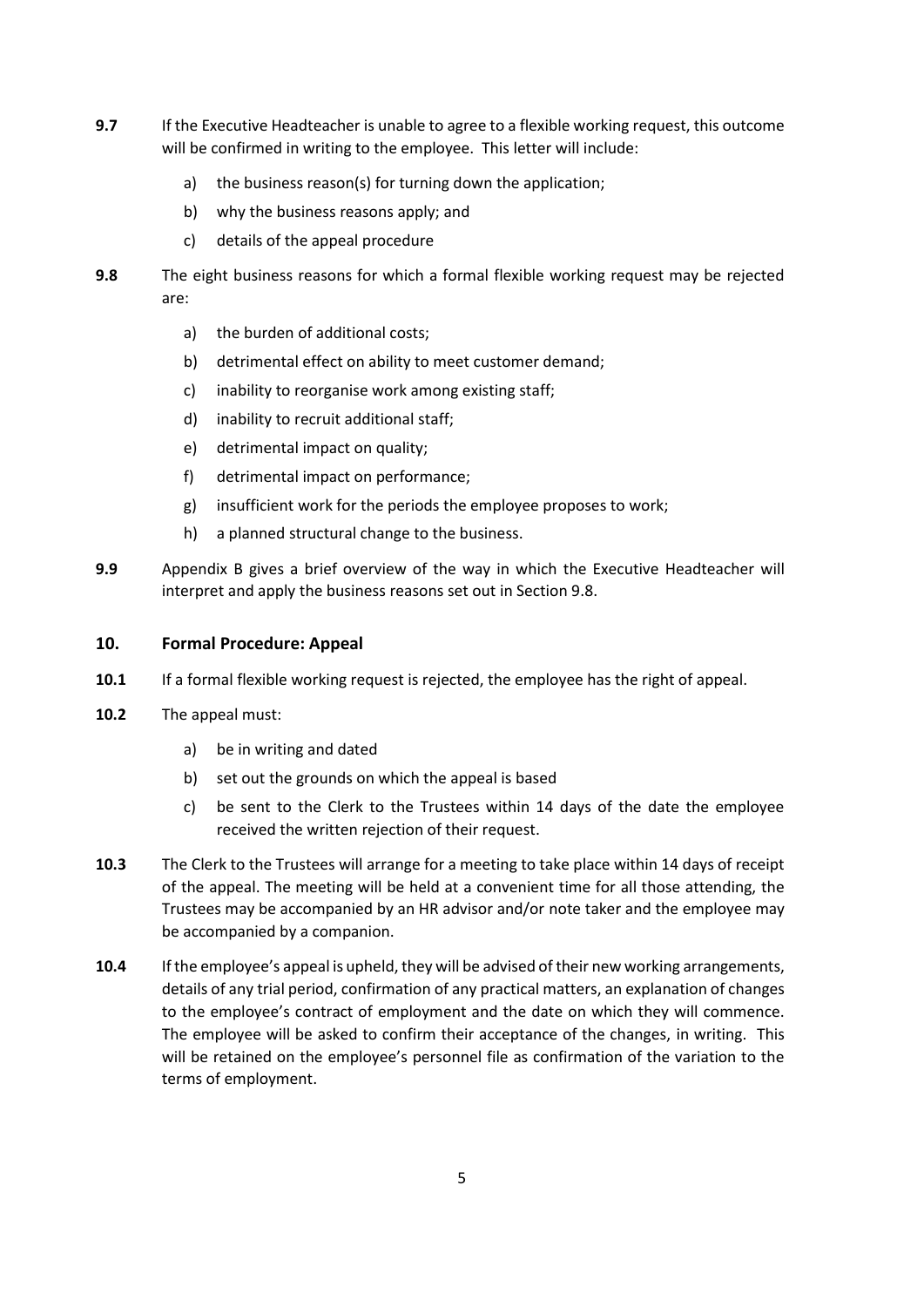**9.7** If the Executive Headteacher is unable to agree to a flexible working request, this outcome will be confirmed in writing to the employee. This letter will include:

a) the business reason(s) for turning down the application;

b) why the business reasons apply; and

c) details of the appeal procedure

**9.8** The eight business reasons for which a formal flexible working request may be rejected are:

a) the burden of additional costs;

b) detrimental effect on ability to meet customer demand;

c) inability to reorganise work among existing staff;

d) inability to recruit additional staff;

e) detrimental impact on quality;

f) detrimental impact on performance;

g) insufficient work for the periods the employee proposes to work;

h) a planned structural change to the business.

**9.9** Appendix B gives a brief overview of the way in which the Executive Headteacher will interpret and apply the business reasons set out in Section 9.8.

## 10. Formal Procedure: Appeal

**10.1** If a formal flexible working request is rejected, the employee has the right of appeal.

**10.2** The appeal must:

a) be in writing and dated

b) set out the grounds on which the appeal is based

c) be sent to the Clerk to the Trustees within 14 days of the date the employee received the written rejection of their request.

**10.3** The Clerk to the Trustees will arrange for a meeting to take place within 14 days of receipt of the appeal. The meeting will be held at a convenient time for all those attending, the Trustees may be accompanied by an HR advisor and/or note taker and the employee may be accompanied by a companion.

**10.4** If the employee's appeal is upheld, they will be advised of their new working arrangements, details of any trial period, confirmation of any practical matters, an explanation of changes to the employee's contract of employment and the date on which they will commence. The employee will be asked to confirm their acceptance of the changes, in writing. This will be retained on the employee's personnel file as confirmation of the variation to the terms of employment.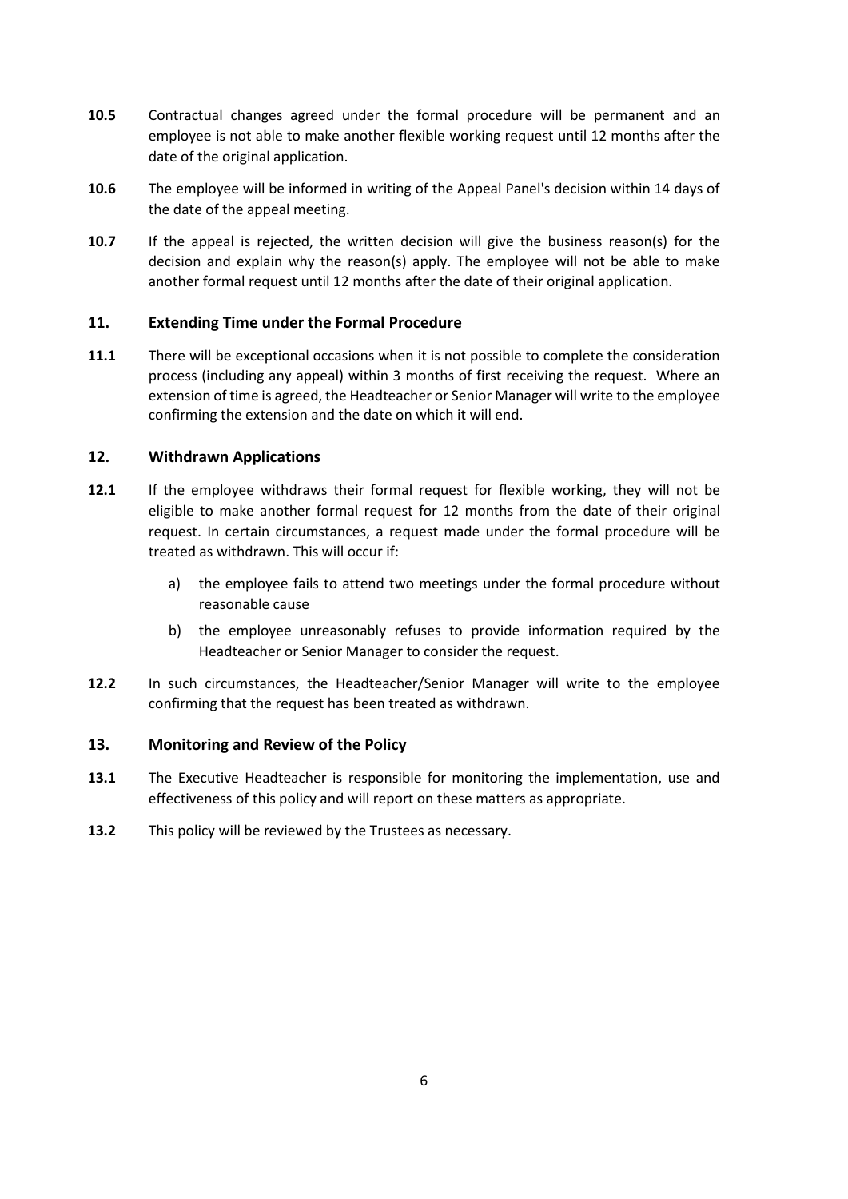**10.5** Contractual changes agreed under the formal procedure will be permanent and an employee is not able to make another flexible working request until 12 months after the date of the original application.

**10.6** The employee will be informed in writing of the Appeal Panel's decision within 14 days of the date of the appeal meeting.

**10.7** If the appeal is rejected, the written decision will give the business reason(s) for the decision and explain why the reason(s) apply. The employee will not be able to make another formal request until 12 months after the date of their original application.

## 11. Extending Time under the Formal Procedure

**11.1** There will be exceptional occasions when it is not possible to complete the consideration process (including any appeal) within 3 months of first receiving the request. Where an extension of time is agreed, the Headteacher or Senior Manager will write to the employee confirming the extension and the date on which it will end.

## 12. Withdrawn Applications

**12.1** If the employee withdraws their formal request for flexible working, they will not be eligible to make another formal request for 12 months from the date of their original request. In certain circumstances, a request made under the formal procedure will be treated as withdrawn. This will occur if:

a) the employee fails to attend two meetings under the formal procedure without reasonable cause

b) the employee unreasonably refuses to provide information required by the Headteacher or Senior Manager to consider the request.

**12.2** In such circumstances, the Headteacher/Senior Manager will write to the employee confirming that the request has been treated as withdrawn.

## 13. Monitoring and Review of the Policy

**13.1** The Executive Headteacher is responsible for monitoring the implementation, use and effectiveness of this policy and will report on these matters as appropriate.

**13.2** This policy will be reviewed by the Trustees as necessary.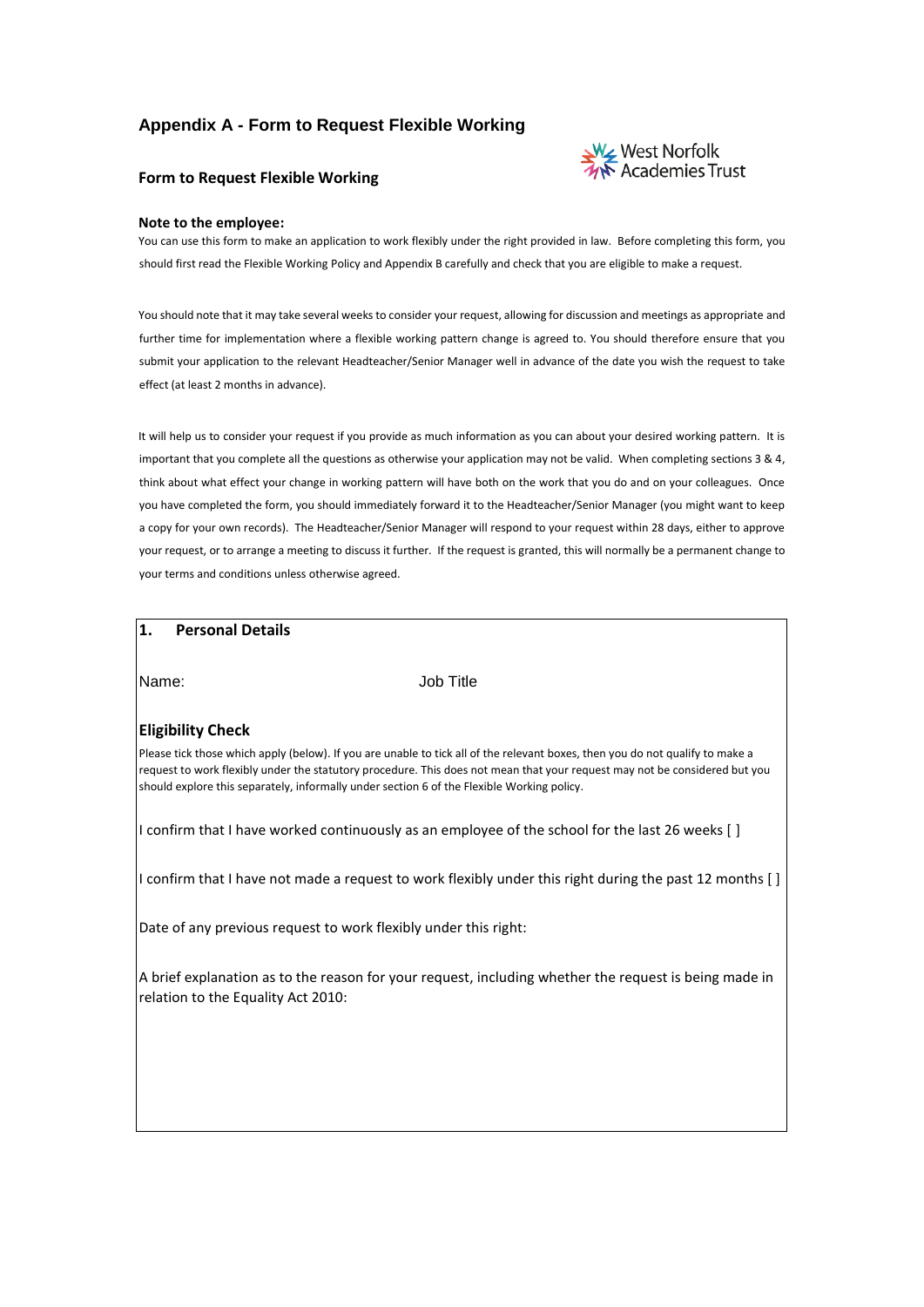## Appendix A - Form to Request Flexible Working

West Norfolk Academies Trust

### Form to Request Flexible Working

**Note to the employee:**

You can use this form to make an application to work flexibly under the right provided in law. Before completing this form, you should first read the Flexible Working Policy and Appendix B carefully and check that you are eligible to make a request.

You should note that it may take several weeks to consider your request, allowing for discussion and meetings as appropriate and further time for implementation where a flexible working pattern change is agreed to. You should therefore ensure that you submit your application to the relevant Headteacher/Senior Manager well in advance of the date you wish the request to take effect (at least 2 months in advance).

It will help us to consider your request if you provide as much information as you can about your desired working pattern. It is important that you complete all the questions as otherwise your application may not be valid. When completing sections 3 & 4, think about what effect your change in working pattern will have both on the work that you do and on your colleagues. Once you have completed the form, you should immediately forward it to the Headteacher/Senior Manager (you might want to keep a copy for your own records). The Headteacher/Senior Manager will respond to your request within 28 days, either to approve your request, or to arrange a meeting to discuss it further. If the request is granted, this will normally be a permanent change to your terms and conditions unless otherwise agreed.

### 1. Personal Details

Name: Job Title

**Eligibility Check**

Please tick those which apply (below). If you are unable to tick all of the relevant boxes, then you do not qualify to make a request to work flexibly under the statutory procedure. This does not mean that your request may not be considered but you should explore this separately, informally under section 6 of the Flexible Working policy.

I confirm that I have worked continuously as an employee of the school for the last 26 weeks [ ]

I confirm that I have not made a request to work flexibly under this right during the past 12 months [ ]

Date of any previous request to work flexibly under this right:

A brief explanation as to the reason for your request, including whether the request is being made in relation to the Equality Act 2010: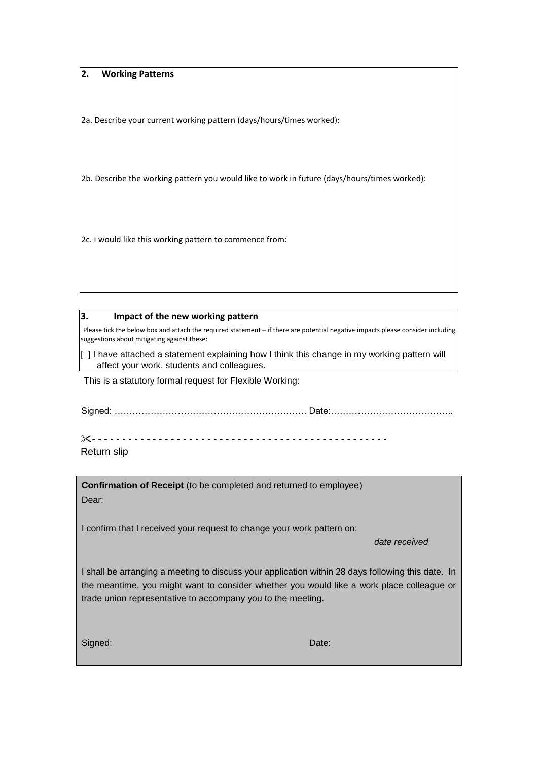## 2. Working Patterns

2a. Describe your current working pattern (days/hours/times worked):

2b. Describe the working pattern you would like to work in future (days/hours/times worked):

2c. I would like this working pattern to commence from:

## 3. Impact of the new working pattern

Please tick the below box and attach the required statement – if there are potential negative impacts please consider including suggestions about mitigating against these:

[ ] I have attached a statement explaining how I think this change in my working pattern will affect your work, students and colleagues.

This is a statutory formal request for Flexible Working:

Signed: ………………………………………………………. Date:…………………………………..

✂- - - - - - - - - - - - - - - - - - - - - - - - - - - - - - - - - - - - - - - - - - - - - - - - -

Return slip

**Confirmation of Receipt** (to be completed and returned to employee)

Dear:

I confirm that I received your request to change your work pattern on:

*date received*

I shall be arranging a meeting to discuss your application within 28 days following this date. In the meantime, you might want to consider whether you would like a work place colleague or trade union representative to accompany you to the meeting.

Signed: Date: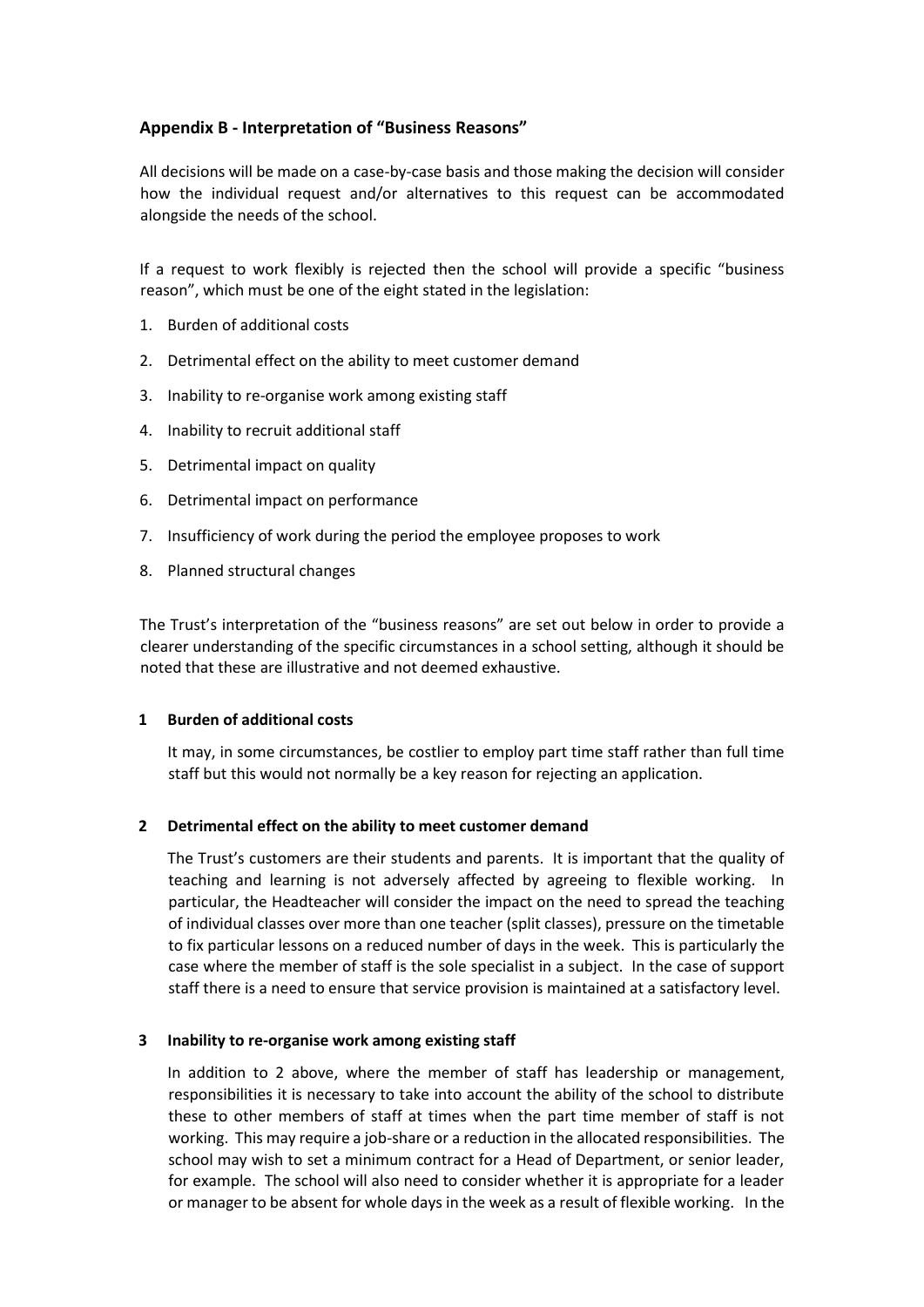## Appendix B - Interpretation of "Business Reasons"

All decisions will be made on a case-by-case basis and those making the decision will consider how the individual request and/or alternatives to this request can be accommodated alongside the needs of the school.

If a request to work flexibly is rejected then the school will provide a specific "business reason", which must be one of the eight stated in the legislation:

1. Burden of additional costs
2. Detrimental effect on the ability to meet customer demand
3. Inability to re-organise work among existing staff
4. Inability to recruit additional staff
5. Detrimental impact on quality
6. Detrimental impact on performance
7. Insufficiency of work during the period the employee proposes to work
8. Planned structural changes

The Trust's interpretation of the "business reasons" are set out below in order to provide a clearer understanding of the specific circumstances in a school setting, although it should be noted that these are illustrative and not deemed exhaustive.

### 1 Burden of additional costs

It may, in some circumstances, be costlier to employ part time staff rather than full time staff but this would not normally be a key reason for rejecting an application.

### 2 Detrimental effect on the ability to meet customer demand

The Trust's customers are their students and parents. It is important that the quality of teaching and learning is not adversely affected by agreeing to flexible working. In particular, the Headteacher will consider the impact on the need to spread the teaching of individual classes over more than one teacher (split classes), pressure on the timetable to fix particular lessons on a reduced number of days in the week. This is particularly the case where the member of staff is the sole specialist in a subject. In the case of support staff there is a need to ensure that service provision is maintained at a satisfactory level.

### 3 Inability to re-organise work among existing staff

In addition to 2 above, where the member of staff has leadership or management, responsibilities it is necessary to take into account the ability of the school to distribute these to other members of staff at times when the part time member of staff is not working. This may require a job-share or a reduction in the allocated responsibilities. The school may wish to set a minimum contract for a Head of Department, or senior leader, for example. The school will also need to consider whether it is appropriate for a leader or manager to be absent for whole days in the week as a result of flexible working. In the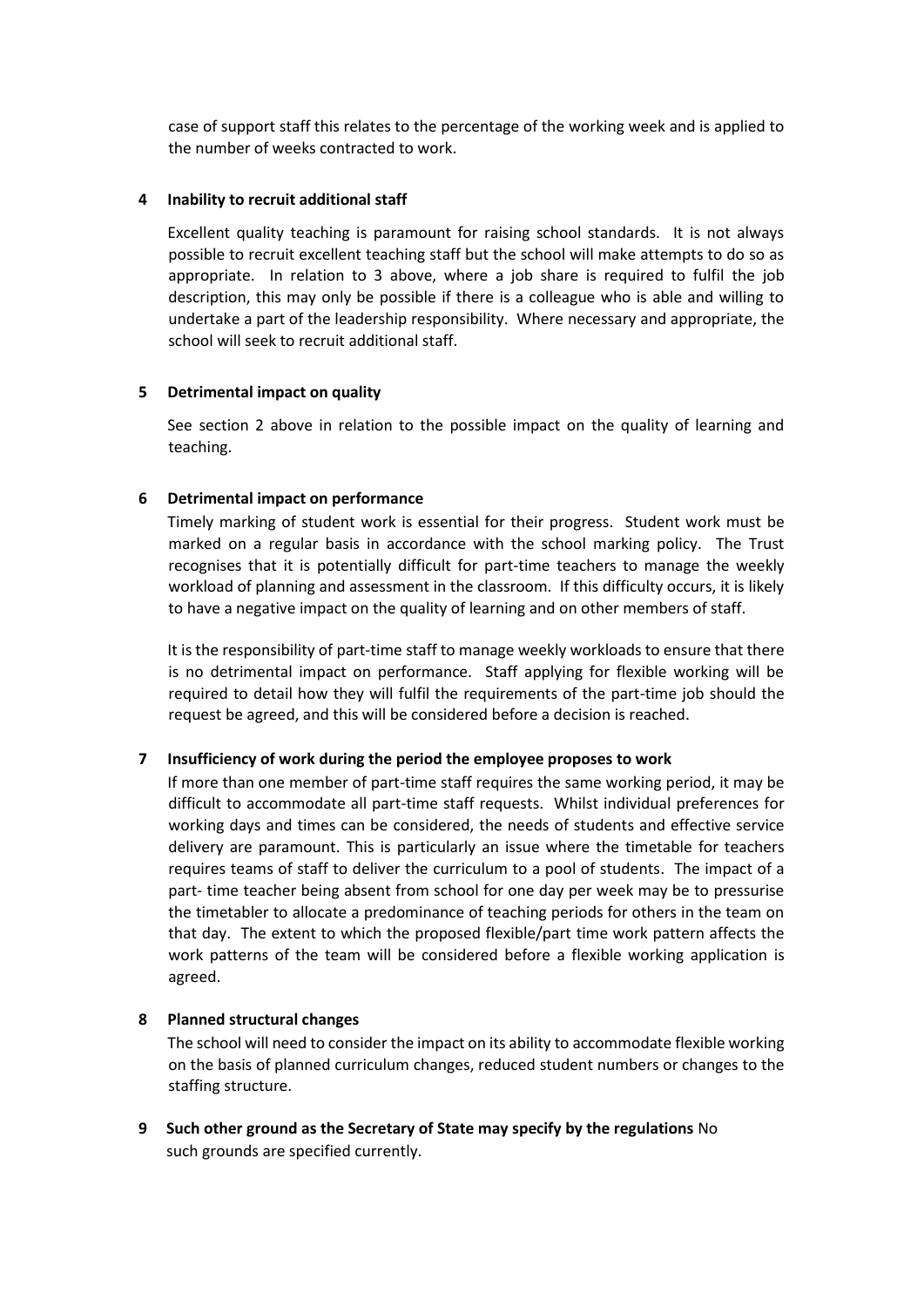case of support staff this relates to the percentage of the working week and is applied to the number of weeks contracted to work.

**4 Inability to recruit additional staff**

Excellent quality teaching is paramount for raising school standards. It is not always possible to recruit excellent teaching staff but the school will make attempts to do so as appropriate. In relation to 3 above, where a job share is required to fulfil the job description, this may only be possible if there is a colleague who is able and willing to undertake a part of the leadership responsibility. Where necessary and appropriate, the school will seek to recruit additional staff.

**5 Detrimental impact on quality**

See section 2 above in relation to the possible impact on the quality of learning and teaching.

**6 Detrimental impact on performance**

Timely marking of student work is essential for their progress. Student work must be marked on a regular basis in accordance with the school marking policy. The Trust recognises that it is potentially difficult for part-time teachers to manage the weekly workload of planning and assessment in the classroom. If this difficulty occurs, it is likely to have a negative impact on the quality of learning and on other members of staff.

It is the responsibility of part-time staff to manage weekly workloads to ensure that there is no detrimental impact on performance. Staff applying for flexible working will be required to detail how they will fulfil the requirements of the part-time job should the request be agreed, and this will be considered before a decision is reached.

**7 Insufficiency of work during the period the employee proposes to work**

If more than one member of part-time staff requires the same working period, it may be difficult to accommodate all part-time staff requests. Whilst individual preferences for working days and times can be considered, the needs of students and effective service delivery are paramount. This is particularly an issue where the timetable for teachers requires teams of staff to deliver the curriculum to a pool of students. The impact of a part- time teacher being absent from school for one day per week may be to pressurise the timetabler to allocate a predominance of teaching periods for others in the team on that day. The extent to which the proposed flexible/part time work pattern affects the work patterns of the team will be considered before a flexible working application is agreed.

**8 Planned structural changes**

The school will need to consider the impact on its ability to accommodate flexible working on the basis of planned curriculum changes, reduced student numbers or changes to the staffing structure.

**9 Such other ground as the Secretary of State may specify by the regulations** No such grounds are specified currently.